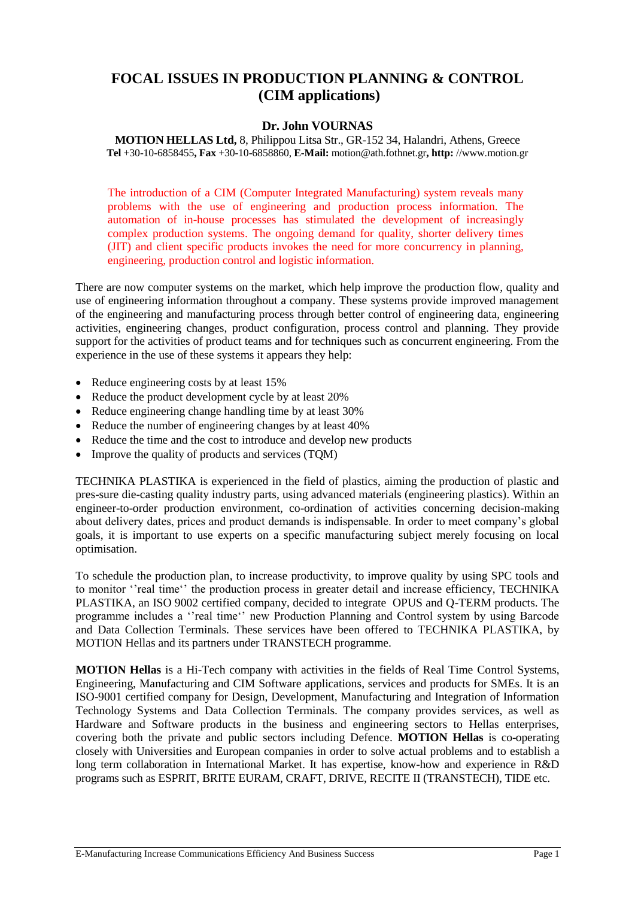# FOCAL ISSUES IN PRODUCTION PLANNING & CONTROL (CIM applications)

**Dr. John VOURNAS**

**MOTION HELLAS Ltd,** 8, Philippou Litsa Str., GR-152 34, Halandri, Athens, Greece
**Tel** +30-10-6858455**, Fax** +30-10-6858860, **E-Mail:** motion@ath.fothnet.gr**, http:** //www.motion.gr

The introduction of a CIM (Computer Integrated Manufacturing) system reveals many problems with the use of engineering and production process information. The automation of in-house processes has stimulated the development of increasingly complex production systems. The ongoing demand for quality, shorter delivery times (JIT) and client specific products invokes the need for more concurrency in planning, engineering, production control and logistic information.

There are now computer systems on the market, which help improve the production flow, quality and use of engineering information throughout a company. These systems provide improved management of the engineering and manufacturing process through better control of engineering data, engineering activities, engineering changes, product configuration, process control and planning. They provide support for the activities of product teams and for techniques such as concurrent engineering. From the experience in the use of these systems it appears they help:

- Reduce engineering costs by at least 15%
- Reduce the product development cycle by at least 20%
- Reduce engineering change handling time by at least 30%
- Reduce the number of engineering changes by at least 40%
- Reduce the time and the cost to introduce and develop new products
- Improve the quality of products and services (TQM)

TECHNIKA PLASTIKA is experienced in the field of plastics, aiming the production of plastic and pres-sure die-casting quality industry parts, using advanced materials (engineering plastics). Within an engineer-to-order production environment, co-ordination of activities concerning decision-making about delivery dates, prices and product demands is indispensable. In order to meet company's global goals, it is important to use experts on a specific manufacturing subject merely focusing on local optimisation.

To schedule the production plan, to increase productivity, to improve quality by using SPC tools and to monitor ''real time'' the production process in greater detail and increase efficiency, TECHNIKA PLASTIKA, an ISO 9002 certified company, decided to integrate OPUS and Q-TERM products. The programme includes a ''real time'' new Production Planning and Control system by using Barcode and Data Collection Terminals. These services have been offered to TECHNIKA PLASTIKA, by MOTION Hellas and its partners under TRANSTECH programme.

**MOTION Hellas** is a Hi-Tech company with activities in the fields of Real Time Control Systems, Engineering, Manufacturing and CIM Software applications, services and products for SMEs. It is an ISO-9001 certified company for Design, Development, Manufacturing and Integration of Information Technology Systems and Data Collection Terminals. The company provides services, as well as Hardware and Software products in the business and engineering sectors to Hellas enterprises, covering both the private and public sectors including Defence. **MOTION Hellas** is co-operating closely with Universities and European companies in order to solve actual problems and to establish a long term collaboration in International Market. It has expertise, know-how and experience in R&D programs such as ESPRIT, BRITE EURAM, CRAFT, DRIVE, RECITE II (TRANSTECH), TIDE etc.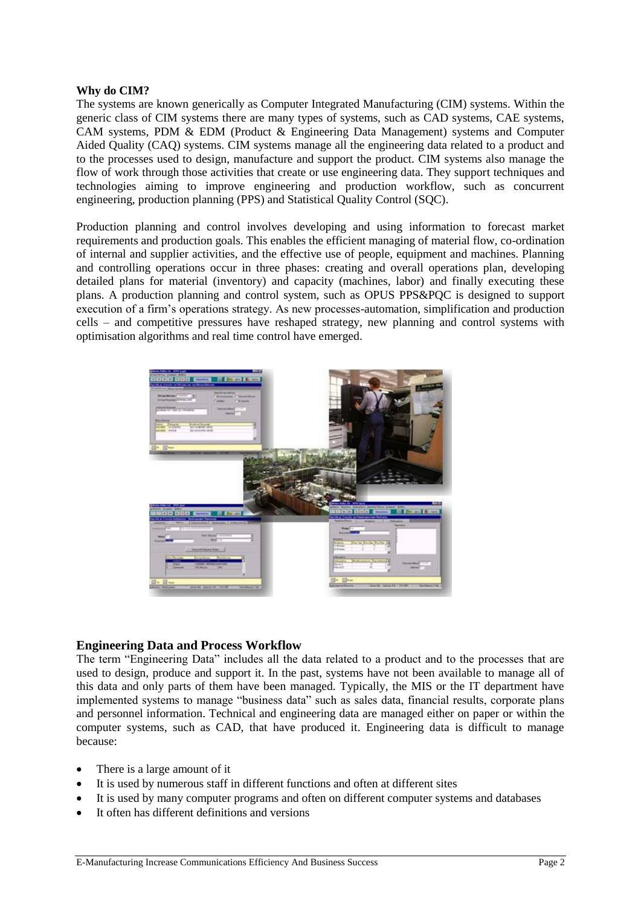**Why do CIM?**

The systems are known generically as Computer Integrated Manufacturing (CIM) systems. Within the generic class of CIM systems there are many types of systems, such as CAD systems, CAE systems, CAM systems, PDM & EDM (Product & Engineering Data Management) systems and Computer Aided Quality (CAQ) systems. CIM systems manage all the engineering data related to a product and to the processes used to design, manufacture and support the product. CIM systems also manage the flow of work through those activities that create or use engineering data. They support techniques and technologies aiming to improve engineering and production workflow, such as concurrent engineering, production planning (PPS) and Statistical Quality Control (SQC).

Production planning and control involves developing and using information to forecast market requirements and production goals. This enables the efficient managing of material flow, co-ordination of internal and supplier activities, and the effective use of people, equipment and machines. Planning and controlling operations occur in three phases: creating and overall operations plan, developing detailed plans for material (inventory) and capacity (machines, labor) and finally executing these plans. A production planning and control system, such as OPUS PPS&PQC is designed to support execution of a firm's operations strategy. As new processes-automation, simplification and production cells – and competitive pressures have reshaped strategy, new planning and control systems with optimisation algorithms and real time control have emerged.

## Engineering Data and Process Workflow

The term "Engineering Data" includes all the data related to a product and to the processes that are used to design, produce and support it. In the past, systems have not been available to manage all of this data and only parts of them have been managed. Typically, the MIS or the IT department have implemented systems to manage "business data" such as sales data, financial results, corporate plans and personnel information. Technical and engineering data are managed either on paper or within the computer systems, such as CAD, that have produced it. Engineering data is difficult to manage because:

- There is a large amount of it
- It is used by numerous staff in different functions and often at different sites
- It is used by many computer programs and often on different computer systems and databases
- It often has different definitions and versions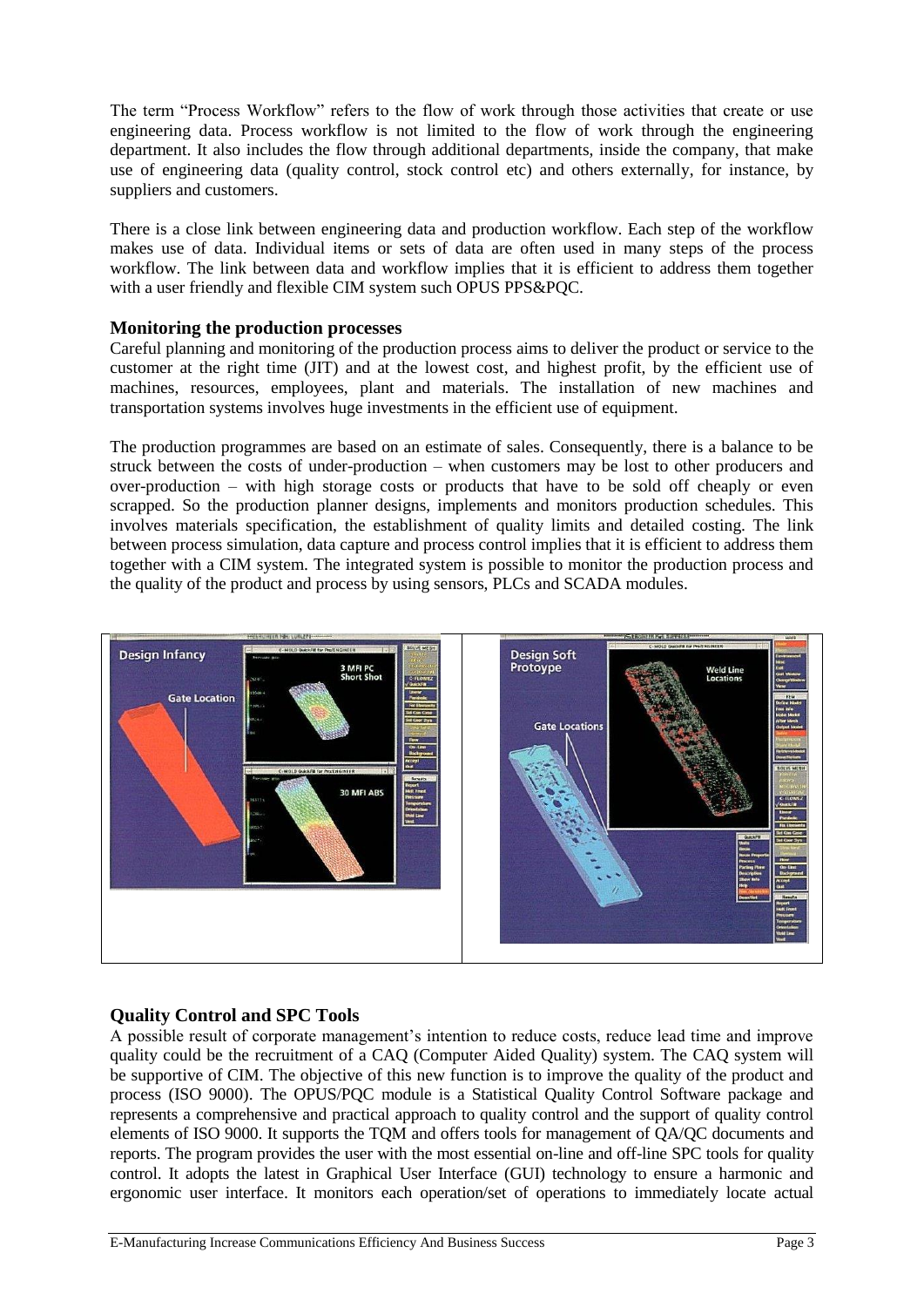The term "Process Workflow" refers to the flow of work through those activities that create or use engineering data. Process workflow is not limited to the flow of work through the engineering department. It also includes the flow through additional departments, inside the company, that make use of engineering data (quality control, stock control etc) and others externally, for instance, by suppliers and customers.

There is a close link between engineering data and production workflow. Each step of the workflow makes use of data. Individual items or sets of data are often used in many steps of the process workflow. The link between data and workflow implies that it is efficient to address them together with a user friendly and flexible CIM system such OPUS PPS&PQC.

### Monitoring the production processes

Careful planning and monitoring of the production process aims to deliver the product or service to the customer at the right time (JIT) and at the lowest cost, and highest profit, by the efficient use of machines, resources, employees, plant and materials. The installation of new machines and transportation systems involves huge investments in the efficient use of equipment.

The production programmes are based on an estimate of sales. Consequently, there is a balance to be struck between the costs of under-production – when customers may be lost to other producers and over-production – with high storage costs or products that have to be sold off cheaply or even scrapped. So the production planner designs, implements and monitors production schedules. This involves materials specification, the establishment of quality limits and detailed costing. The link between process simulation, data capture and process control implies that it is efficient to address them together with a CIM system. The integrated system is possible to monitor the production process and the quality of the product and process by using sensors, PLCs and SCADA modules.

### Quality Control and SPC Tools

A possible result of corporate management's intention to reduce costs, reduce lead time and improve quality could be the recruitment of a CAQ (Computer Aided Quality) system. The CAQ system will be supportive of CIM. The objective of this new function is to improve the quality of the product and process (ISO 9000). The OPUS/PQC module is a Statistical Quality Control Software package and represents a comprehensive and practical approach to quality control and the support of quality control elements of ISO 9000. It supports the TQM and offers tools for management of QA/QC documents and reports. The program provides the user with the most essential on-line and off-line SPC tools for quality control. It adopts the latest in Graphical User Interface (GUI) technology to ensure a harmonic and ergonomic user interface. It monitors each operation/set of operations to immediately locate actual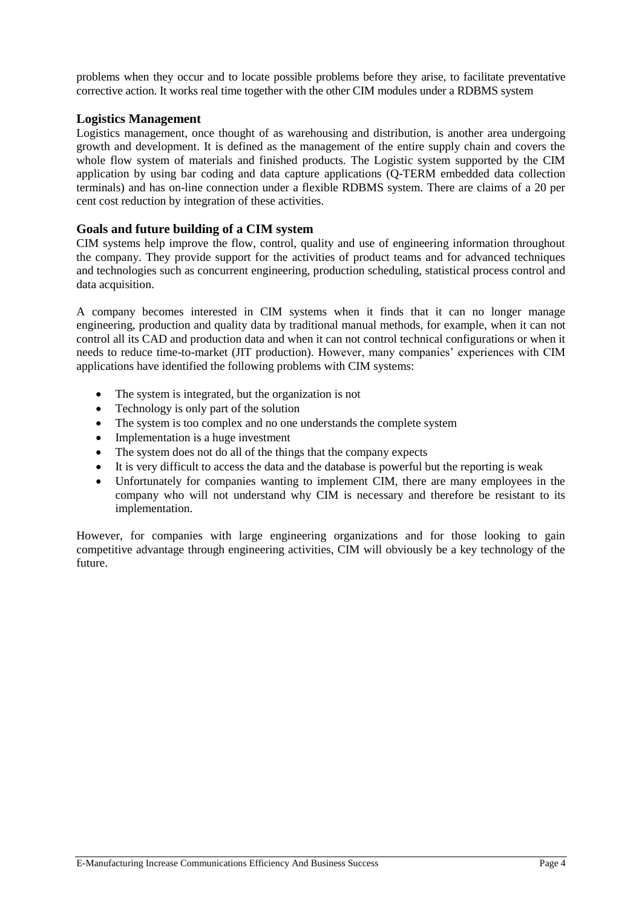problems when they occur and to locate possible problems before they arise, to facilitate preventative corrective action. It works real time together with the other CIM modules under a RDBMS system

### Logistics Management

Logistics management, once thought of as warehousing and distribution, is another area undergoing growth and development. It is defined as the management of the entire supply chain and covers the whole flow system of materials and finished products. The Logistic system supported by the CIM application by using bar coding and data capture applications (Q-TERM embedded data collection terminals) and has on-line connection under a flexible RDBMS system. There are claims of a 20 per cent cost reduction by integration of these activities.

### Goals and future building of a CIM system

CIM systems help improve the flow, control, quality and use of engineering information throughout the company. They provide support for the activities of product teams and for advanced techniques and technologies such as concurrent engineering, production scheduling, statistical process control and data acquisition.

A company becomes interested in CIM systems when it finds that it can no longer manage engineering, production and quality data by traditional manual methods, for example, when it can not control all its CAD and production data and when it can not control technical configurations or when it needs to reduce time-to-market (JIT production). However, many companies' experiences with CIM applications have identified the following problems with CIM systems:

- The system is integrated, but the organization is not
- Technology is only part of the solution
- The system is too complex and no one understands the complete system
- Implementation is a huge investment
- The system does not do all of the things that the company expects
- It is very difficult to access the data and the database is powerful but the reporting is weak
- Unfortunately for companies wanting to implement CIM, there are many employees in the company who will not understand why CIM is necessary and therefore be resistant to its implementation.

However, for companies with large engineering organizations and for those looking to gain competitive advantage through engineering activities, CIM will obviously be a key technology of the future.